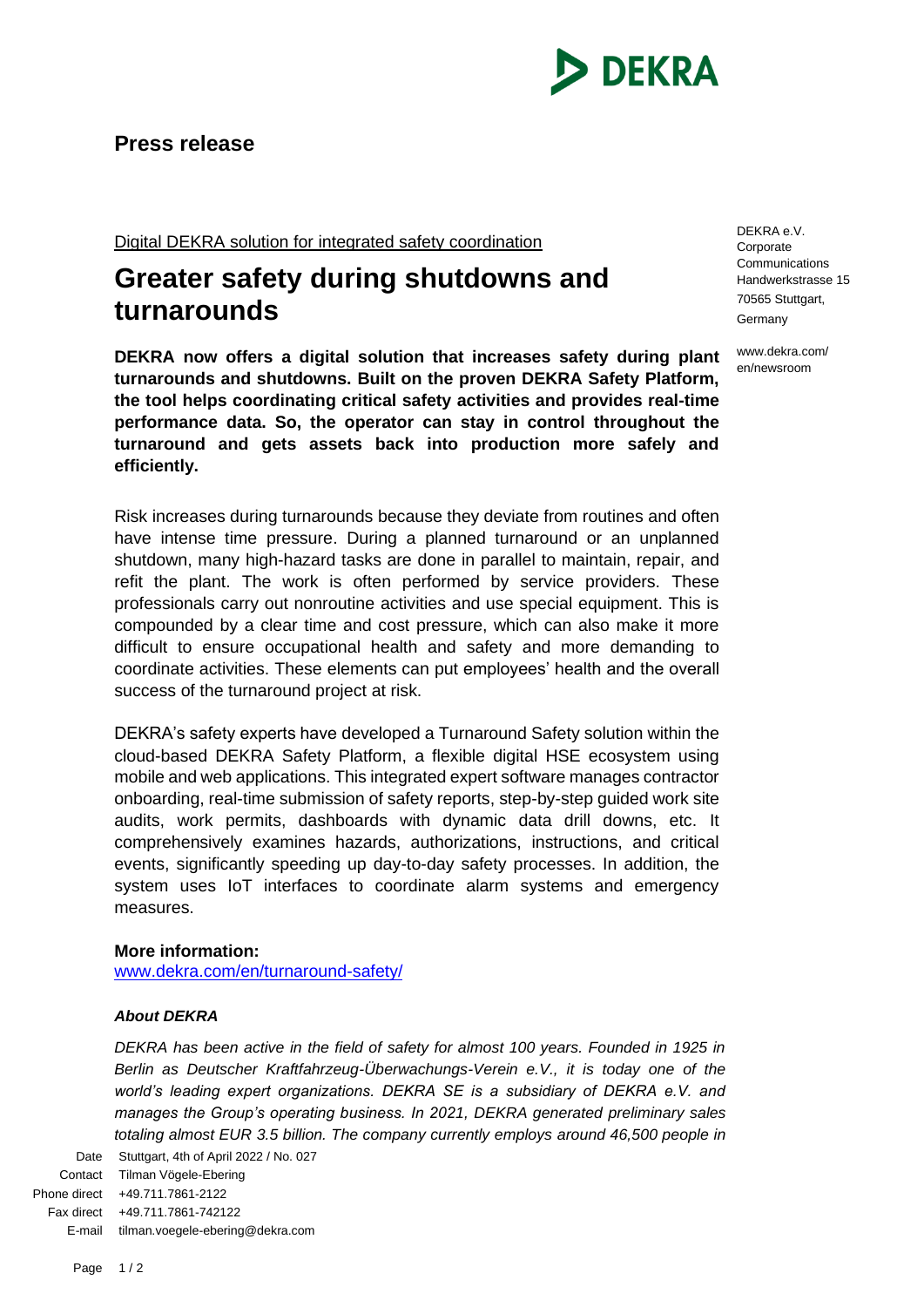# Press release

Digital DEKRA solution for integrated safety coordination

## Greater safety during shutdowns and turnarounds

DEKRA e.V.
Corporate Communications
Handwerkstrasse 15
70565 Stuttgart, Germany

www.dekra.com/en/newsroom

**DEKRA now offers a digital solution that increases safety during plant turnarounds and shutdowns. Built on the proven DEKRA Safety Platform, the tool helps coordinating critical safety activities and provides real-time performance data. So, the operator can stay in control throughout the turnaround and gets assets back into production more safely and efficiently.**

Risk increases during turnarounds because they deviate from routines and often have intense time pressure. During a planned turnaround or an unplanned shutdown, many high-hazard tasks are done in parallel to maintain, repair, and refit the plant. The work is often performed by service providers. These professionals carry out nonroutine activities and use special equipment. This is compounded by a clear time and cost pressure, which can also make it more difficult to ensure occupational health and safety and more demanding to coordinate activities. These elements can put employees' health and the overall success of the turnaround project at risk.

DEKRA's safety experts have developed a Turnaround Safety solution within the cloud-based DEKRA Safety Platform, a flexible digital HSE ecosystem using mobile and web applications. This integrated expert software manages contractor onboarding, real-time submission of safety reports, step-by-step guided work site audits, work permits, dashboards with dynamic data drill downs, etc. It comprehensively examines hazards, authorizations, instructions, and critical events, significantly speeding up day-to-day safety processes. In addition, the system uses IoT interfaces to coordinate alarm systems and emergency measures.

**More information:**
www.dekra.com/en/turnaround-safety/

***About DEKRA***

*DEKRA has been active in the field of safety for almost 100 years. Founded in 1925 in Berlin as Deutscher Kraftfahrzeug-Überwachungs-Verein e.V., it is today one of the world's leading expert organizations. DEKRA SE is a subsidiary of DEKRA e.V. and manages the Group's operating business. In 2021, DEKRA generated preliminary sales totaling almost EUR 3.5 billion. The company currently employs around 46,500 people in*

Date: Stuttgart, 4th of April 2022 / No. 027
Contact: Tilman Vögele-Ebering
Phone direct: +49.711.7861-2122
Fax direct: +49.711.7861-742122
E-mail: tilman.voegele-ebering@dekra.com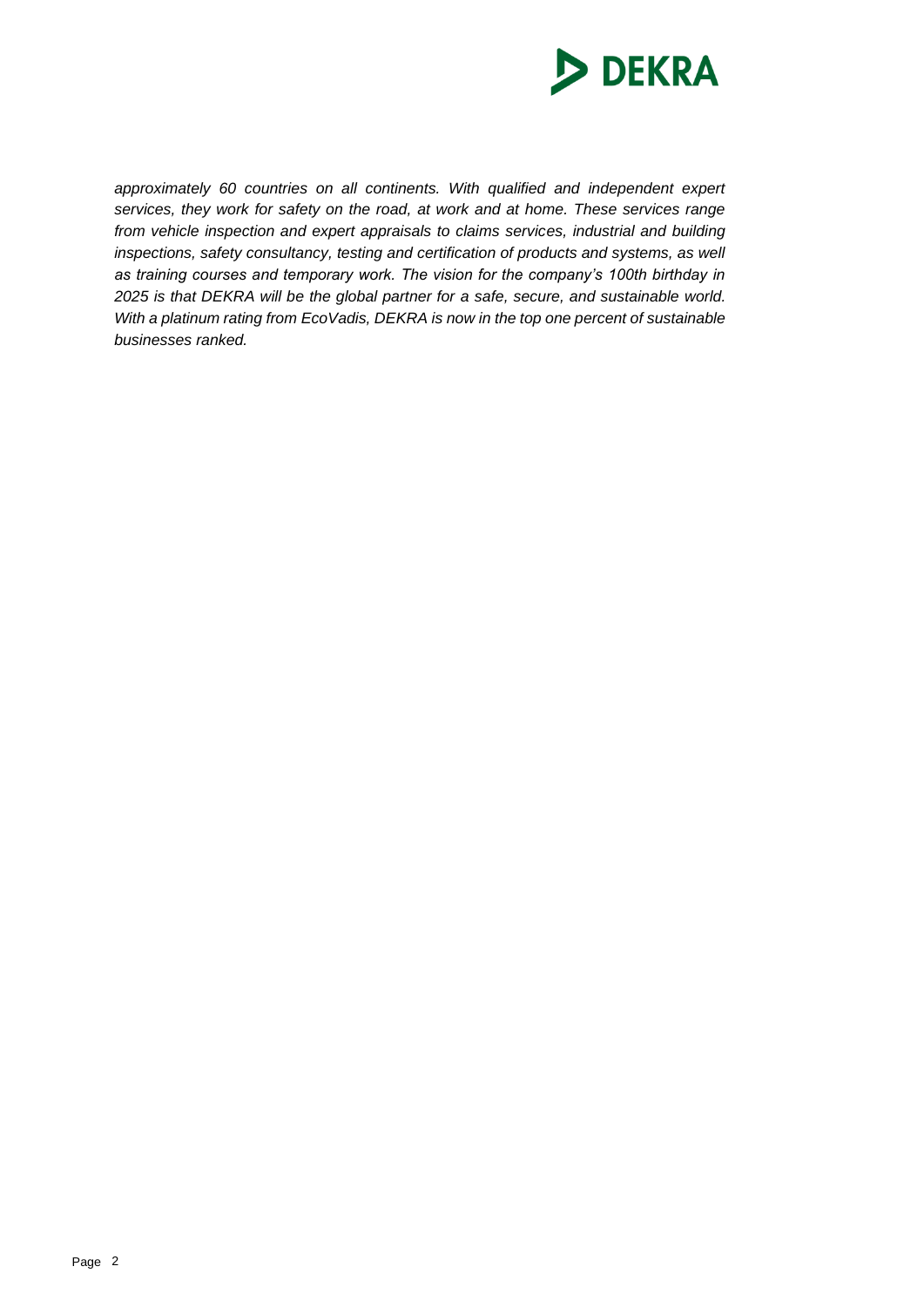*approximately 60 countries on all continents. With qualified and independent expert services, they work for safety on the road, at work and at home. These services range from vehicle inspection and expert appraisals to claims services, industrial and building inspections, safety consultancy, testing and certification of products and systems, as well as training courses and temporary work. The vision for the company's 100th birthday in 2025 is that DEKRA will be the global partner for a safe, secure, and sustainable world. With a platinum rating from EcoVadis, DEKRA is now in the top one percent of sustainable businesses ranked.*